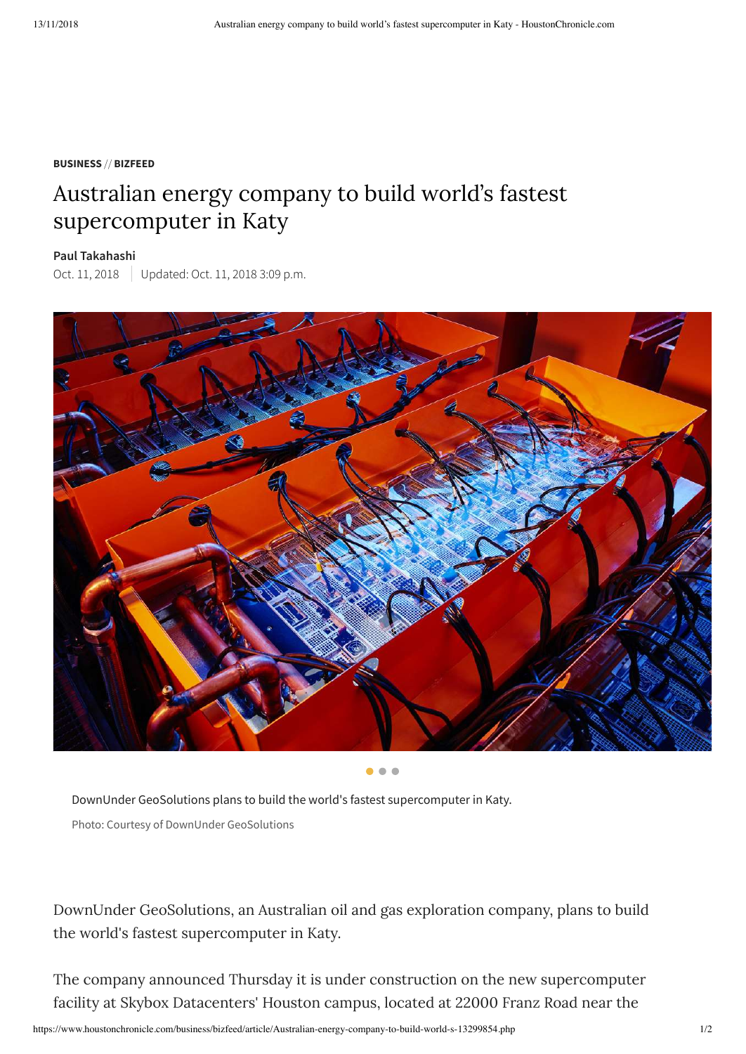**BUSINESS** // **BIZFEED**

# Australian energy company to build world's fastest supercomputer in Katy

**Paul Takahashi**

Oct. 11, 2018 | Updated: Oct. 11, 2018 3:09 p.m.

DownUnder GeoSolutions plans to build the world's fastest supercomputer in Katy.

Photo: Courtesy of DownUnder GeoSolutions

DownUnder GeoSolutions, an Australian oil and gas exploration company, plans to build the world's fastest supercomputer in Katy.

The company announced Thursday it is under construction on the new supercomputer facility at Skybox Datacenters' Houston campus, located at 22000 Franz Road near the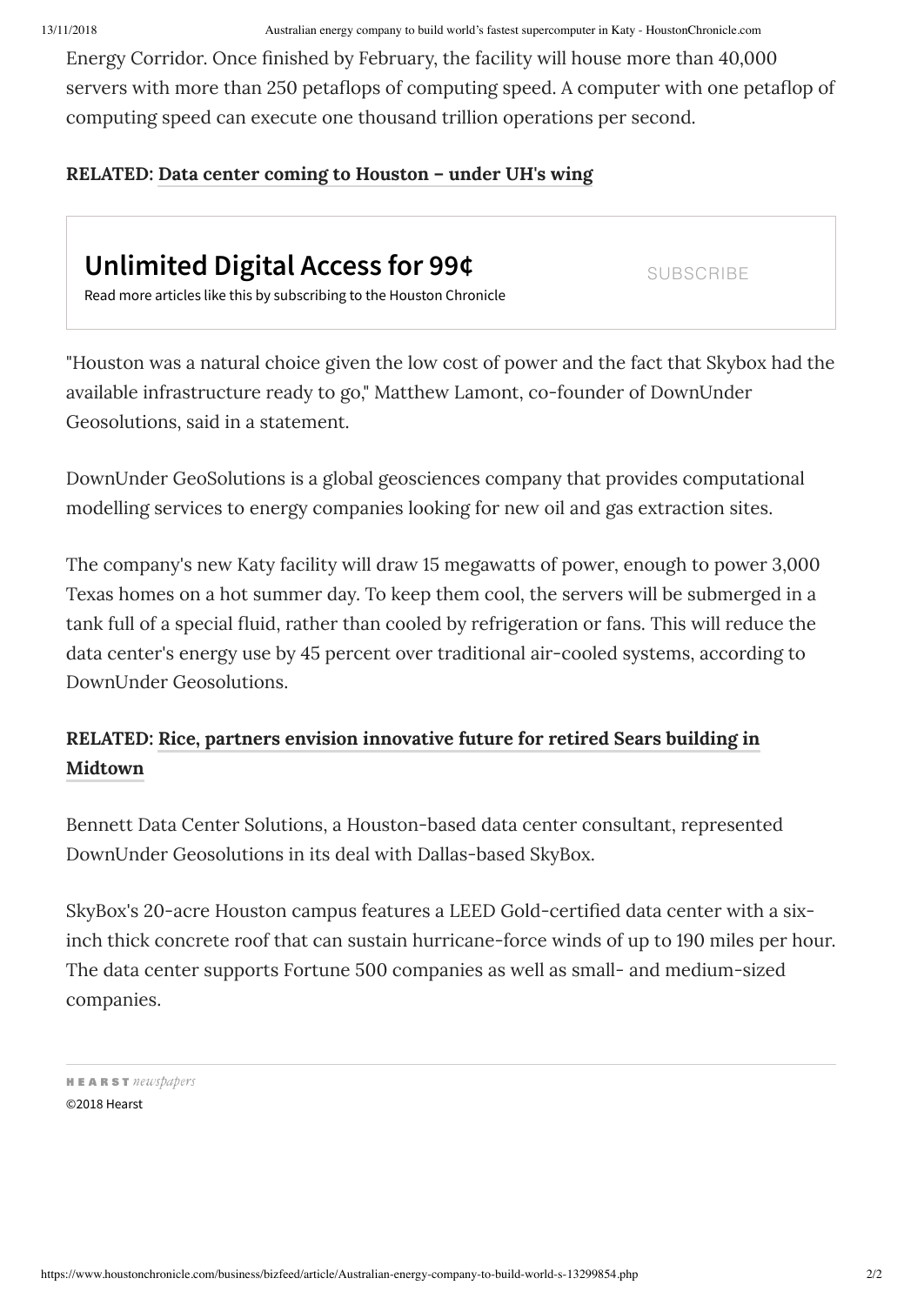Energy Corridor. Once finished by February, the facility will house more than 40,000 servers with more than 250 petaflops of computing speed. A computer with one petaflop of computing speed can execute one thousand trillion operations per second.

**RELATED: Data center coming to Houston – under UH's wing**

**Unlimited Digital Access for 99¢**

Read more articles like this by subscribing to the Houston Chronicle

SUBSCRIBE

"Houston was a natural choice given the low cost of power and the fact that Skybox had the available infrastructure ready to go," Matthew Lamont, co-founder of DownUnder Geosolutions, said in a statement.

DownUnder GeoSolutions is a global geosciences company that provides computational modelling services to energy companies looking for new oil and gas extraction sites.

The company's new Katy facility will draw 15 megawatts of power, enough to power 3,000 Texas homes on a hot summer day. To keep them cool, the servers will be submerged in a tank full of a special fluid, rather than cooled by refrigeration or fans. This will reduce the data center's energy use by 45 percent over traditional air-cooled systems, according to DownUnder Geosolutions.

**RELATED: Rice, partners envision innovative future for retired Sears building in Midtown**

Bennett Data Center Solutions, a Houston-based data center consultant, represented DownUnder Geosolutions in its deal with Dallas-based SkyBox.

SkyBox's 20-acre Houston campus features a LEED Gold-certified data center with a six-inch thick concrete roof that can sustain hurricane-force winds of up to 190 miles per hour. The data center supports Fortune 500 companies as well as small- and medium-sized companies.

HEARST *newspapers*

©2018 Hearst